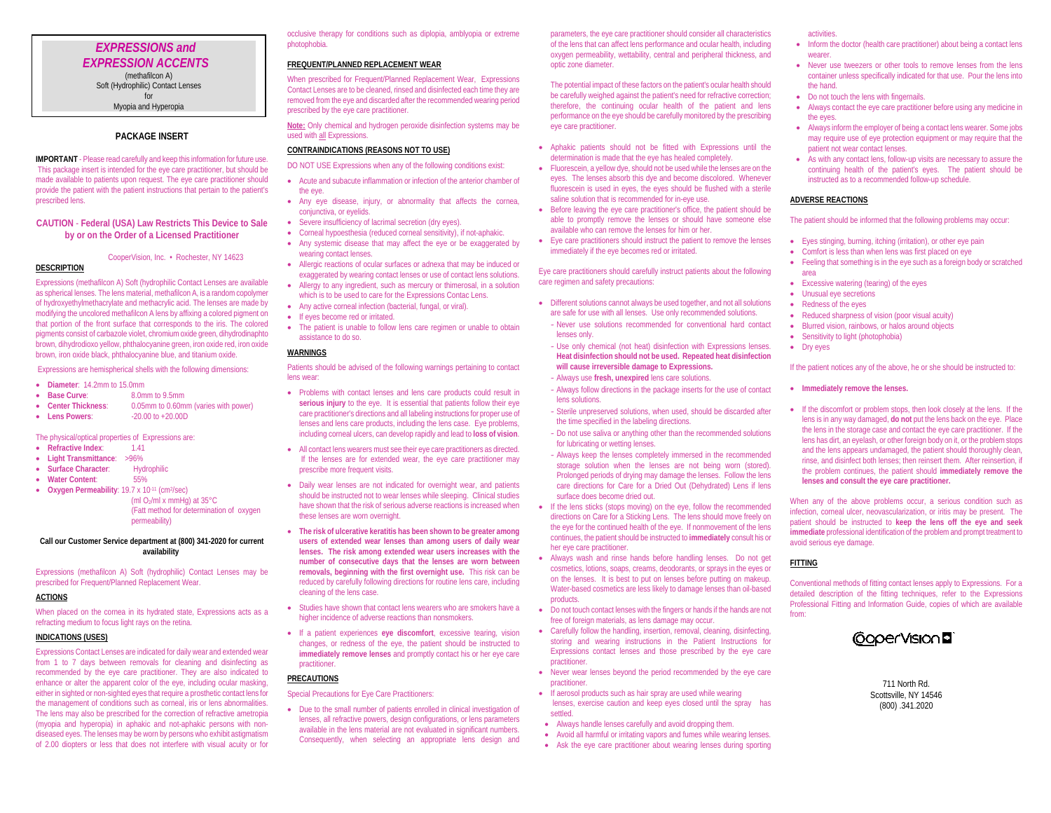# *EXPRESSIONS and EXPRESSION ACCENTS*

(methafilcon A)
Soft (Hydrophilic) Contact Lenses
for
Myopia and Hyperopia

## PACKAGE INSERT

**IMPORTANT** - Please read carefully and keep this information for future use. This package insert is intended for the eye care practitioner, but should be made available to patients upon request. The eye care practitioner should provide the patient with the patient instructions that pertain to the patient's prescribed lens.

**CAUTION - Federal (USA) Law Restricts This Device to Sale by or on the Order of a Licensed Practitioner**

CooperVision, Inc. • Rochester, NY 14623

### DESCRIPTION

Expressions (methafilcon A) Soft (hydrophilic) Contact Lenses are available as spherical lenses. The lens material, methafilcon A, is a random copolymer of hydroxyethylmethacrylate and methacrylic acid. The lenses are made by modifying the uncolored methafilcon A lens by affixing a colored pigment on that portion of the front surface that corresponds to the iris. The colored pigments consist of carbazole violet, chromium oxide green, dihydrodinaphto brown, dihydrodioxo yellow, phthalocyanine green, iron oxide red, iron oxide brown, iron oxide black, phthalocyanine blue, and titanium oxide.

Expressions are hemispherical shells with the following dimensions:

- **Diameter**: 14.2mm to 15.0mm
- **Base Curve**: 8.0mm to 9.5mm
- **Center Thickness**: 0.05mm to 0.60mm (varies with power)
- **Lens Powers**: -20.00 to +20.00D

The physical/optical properties of Expressions are:

- **Refractive Index**: 1.41
- **Light Transmittance**: >96%
- **Surface Character**: Hydrophilic
- **Water Content**: 55%
- **Oxygen Permeability**: 19.7 x $10^{-11}$ ($cm^2$/sec) (ml $O_2$/ml x mmHg) at 35°C (Fatt method for determination of oxygen permeability)

**Call our Customer Service department at (800) 341-2020 for current availability**

Expressions (methafilcon A) Soft (hydrophilic) Contact Lenses may be prescribed for Frequent/Planned Replacement Wear.

### ACTIONS

When placed on the cornea in its hydrated state, Expressions acts as a refracting medium to focus light rays on the retina.

### INDICATIONS (USES)

Expressions Contact Lenses are indicated for daily wear and extended wear from 1 to 7 days between removals for cleaning and disinfecting as recommended by the eye care practitioner. They are also indicated to enhance or alter the apparent color of the eye, including ocular masking, either in sighted or non-sighted eyes that require a prosthetic contact lens for the management of conditions such as corneal, iris or lens abnormalities. The lens may also be prescribed for the correction of refractive ametropia (myopia and hyperopia) in aphakic and not-aphakic persons with non-diseased eyes. The lenses may be worn by persons who exhibit astigmatism of 2.00 diopters or less that does not interfere with visual acuity or for occlusive therapy for conditions such as diplopia, amblyopia or extreme photophobia.

### FREQUENT/PLANNED REPLACEMENT WEAR

When prescribed for Frequent/Planned Replacement Wear, Expressions Contact Lenses are to be cleaned, rinsed and disinfected each time they are removed from the eye and discarded after the recommended wearing period prescribed by the eye care practitioner.

**Note:** Only chemical and hydrogen peroxide disinfection systems may be used with all Expressions.

### CONTRAINDICATIONS (REASONS NOT TO USE)

DO NOT USE Expressions when any of the following conditions exist:

- Acute and subacute inflammation or infection of the anterior chamber of the eye.
- Any eye disease, injury, or abnormality that affects the cornea, conjunctiva, or eyelids.
- Severe insufficiency of lacrimal secretion (dry eyes).
- Corneal hypoesthesia (reduced corneal sensitivity), if not-aphakic.
- Any systemic disease that may affect the eye or be exaggerated by wearing contact lenses.
- Allergic reactions of ocular surfaces or adnexa that may be induced or exaggerated by wearing contact lenses or use of contact lens solutions.
- Allergy to any ingredient, such as mercury or thimerosal, in a solution which is to be used to care for the Expressions Contac Lens.
- Any active corneal infection (bacterial, fungal, or viral).
- If eyes become red or irritated.
- The patient is unable to follow lens care regimen or unable to obtain assistance to do so.

### WARNINGS

Patients should be advised of the following warnings pertaining to contact lens wear:

- Problems with contact lenses and lens care products could result in **serious injury** to the eye. It is essential that patients follow their eye care practitioner's directions and all labeling instructions for proper use of lenses and lens care products, including the lens case. Eye problems, including corneal ulcers, can develop rapidly and lead to **loss of vision**.
- All contact lens wearers must see their eye care practitioners as directed. If the lenses are for extended wear, the eye care practitioner may prescribe more frequent visits.
- Daily wear lenses are not indicated for overnight wear, and patients should be instructed not to wear lenses while sleeping. Clinical studies have shown that the risk of serious adverse reactions is increased when these lenses are worn overnight.
- **The risk of ulcerative keratitis has been shown to be greater among users of extended wear lenses than among users of daily wear lenses. The risk among extended wear users increases with the number of consecutive days that the lenses are worn between removals, beginning with the first overnight use.** This risk can be reduced by carefully following directions for routine lens care, including cleaning of the lens case.
- Studies have shown that contact lens wearers who are smokers have a higher incidence of adverse reactions than nonsmokers.
- If a patient experiences **eye discomfort**, excessive tearing, vision changes, or redness of the eye, the patient should be instructed to **immediately remove lenses** and promptly contact his or her eye care practitioner.

### PRECAUTIONS

Special Precautions for Eye Care Practitioners:

- Due to the small number of patients enrolled in clinical investigation of lenses, all refractive powers, design configurations, or lens parameters available in the lens material are not evaluated in significant numbers. Consequently, when selecting an appropriate lens design and parameters, the eye care practitioner should consider all characteristics of the lens that can affect lens performance and ocular health, including oxygen permeability, wettability, central and peripheral thickness, and optic zone diameter.

  The potential impact of these factors on the patient's ocular health should be carefully weighed against the patient's need for refractive correction; therefore, the continuing ocular health of the patient and lens performance on the eye should be carefully monitored by the prescribing eye care practitioner.

- Aphakic patients should not be fitted with Expressions until the determination is made that the eye has healed completely.
- Fluorescein, a yellow dye, should not be used while the lenses are on the eyes. The lenses absorb this dye and become discolored. Whenever fluorescein is used in eyes, the eyes should be flushed with a sterile saline solution that is recommended for in-eye use.
- Before leaving the eye care practitioner's office, the patient should be able to promptly remove the lenses or should have someone else available who can remove the lenses for him or her.
- Eye care practitioners should instruct the patient to remove the lenses immediately if the eye becomes red or irritated.

Eye care practitioners should carefully instruct patients about the following care regimen and safety precautions:

- Different solutions cannot always be used together, and not all solutions are safe for use with all lenses. Use only recommended solutions.
  - Never use solutions recommended for conventional hard contact lenses only.
  - Use only chemical (not heat) disinfection with Expressions lenses. **Heat disinfection should not be used. Repeated heat disinfection will cause irreversible damage to Expressions.**
  - Always use **fresh, unexpired** lens care solutions.
  - Always follow directions in the package inserts for the use of contact lens solutions.
  - Sterile unpreserved solutions, when used, should be discarded after the time specified in the labeling directions.
  - Do not use saliva or anything other than the recommended solutions for lubricating or wetting lenses.
  - Always keep the lenses completely immersed in the recommended storage solution when the lenses are not being worn (stored). Prolonged periods of drying may damage the lenses. Follow the lens care directions for Care for a Dried Out (Dehydrated) Lens if lens surface does become dried out.
- If the lens sticks (stops moving) on the eye, follow the recommended directions on Care for a Sticking Lens. The lens should move freely on the eye for the continued health of the eye. If nonmovement of the lens continues, the patient should be instructed to **immediately** consult his or her eye care practitioner.
- Always wash and rinse hands before handling lenses. Do not get cosmetics, lotions, soaps, creams, deodorants, or sprays in the eyes or on the lenses. It is best to put on lenses before putting on makeup. Water-based cosmetics are less likely to damage lenses than oil-based products.
- Do not touch contact lenses with the fingers or hands if the hands are not free of foreign materials, as lens damage may occur.
- Carefully follow the handling, insertion, removal, cleaning, disinfecting, storing and wearing instructions in the Patient Instructions for Expressions contact lenses and those prescribed by the eye care practitioner.
- Never wear lenses beyond the period recommended by the eye care practitioner.
- If aerosol products such as hair spray are used while wearing lenses, exercise caution and keep eyes closed until the spray has settled.
- Always handle lenses carefully and avoid dropping them.
- Avoid all harmful or irritating vapors and fumes while wearing lenses.
- Ask the eye care practitioner about wearing lenses during sporting activities.
- Inform the doctor (health care practitioner) about being a contact lens wearer.
- Never use tweezers or other tools to remove lenses from the lens container unless specifically indicated for that use. Pour the lens into the hand.
- Do not touch the lens with fingernails.
- Always contact the eye care practitioner before using any medicine in the eyes.
- Always inform the employer of being a contact lens wearer. Some jobs may require use of eye protection equipment or may require that the patient not wear contact lenses.
- As with any contact lens, follow-up visits are necessary to assure the continuing health of the patient's eyes. The patient should be instructed as to a recommended follow-up schedule.

### ADVERSE REACTIONS

The patient should be informed that the following problems may occur:

- Eyes stinging, burning, itching (irritation), or other eye pain
- Comfort is less than when lens was first placed on eye
- Feeling that something is in the eye such as a foreign body or scratched area
- Excessive watering (tearing) of the eyes
- Unusual eye secretions
- Redness of the eyes
- Reduced sharpness of vision (poor visual acuity)
- Blurred vision, rainbows, or halos around objects
- Sensitivity to light (photophobia)
- Dry eyes

If the patient notices any of the above, he or she should be instructed to:

- **Immediately remove the lenses.**
- If the discomfort or problem stops, then look closely at the lens. If the lens is in any way damaged, **do not** put the lens back on the eye. Place the lens in the storage case and contact the eye care practitioner. If the lens has dirt, an eyelash, or other foreign body on it, or the problem stops and the lens appears undamaged, the patient should thoroughly clean, rinse, and disinfect both lenses; then reinsert them. After reinsertion, if the problem continues, the patient should **immediately remove the lenses and consult the eye care practitioner.**

When any of the above problems occur, a serious condition such as infection, corneal ulcer, neovascularization, or iritis may be present. The patient should be instructed to **keep the lens off the eye and seek immediate** professional identification of the problem and prompt treatment to avoid serious eye damage.

### FITTING

Conventional methods of fitting contact lenses apply to Expressions. For a detailed description of the fitting techniques, refer to the Expressions Professional Fitting and Information Guide, copies of which are available from:

CooperVision

711 North Rd.
Scottsville, NY 14546
(800) .341.2020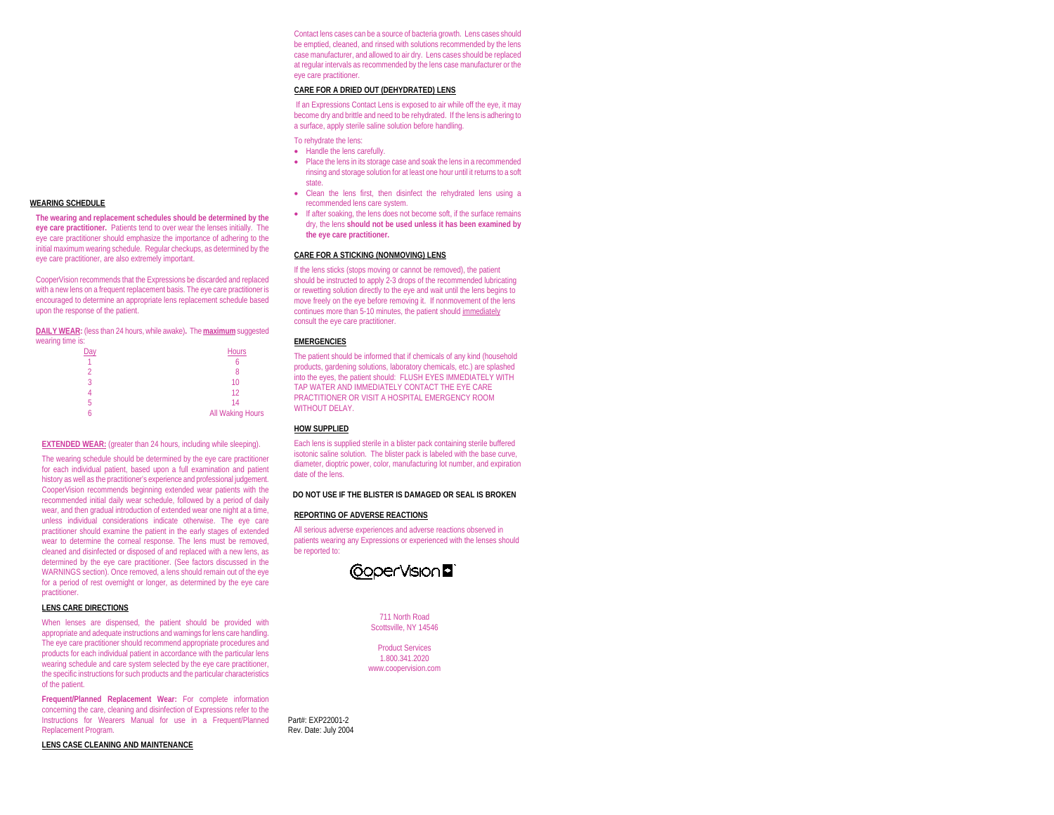## WEARING SCHEDULE

**The wearing and replacement schedules should be determined by the eye care practitioner.** Patients tend to over wear the lenses initially. The eye care practitioner should emphasize the importance of adhering to the initial maximum wearing schedule. Regular checkups, as determined by the eye care practitioner, are also extremely important.

CooperVision recommends that the Expressions be discarded and replaced with a new lens on a frequent replacement basis. The eye care practitioner is encouraged to determine an appropriate lens replacement schedule based upon the response of the patient.

**DAILY WEAR:** (less than 24 hours, while awake). The **maximum** suggested wearing time is:

| Day | Hours |
|---|---|
| 1 | 6 |
| 2 | 8 |
| 3 | 10 |
| 4 | 12 |
| 5 | 14 |
| 6 | All Waking Hours |

**EXTENDED WEAR:** (greater than 24 hours, including while sleeping).

The wearing schedule should be determined by the eye care practitioner for each individual patient, based upon a full examination and patient history as well as the practitioner's experience and professional judgement. CooperVision recommends beginning extended wear patients with the recommended initial daily wear schedule, followed by a period of daily wear, and then gradual introduction of extended wear one night at a time, unless individual considerations indicate otherwise. The eye care practitioner should examine the patient in the early stages of extended wear to determine the corneal response. The lens must be removed, cleaned and disinfected or disposed of and replaced with a new lens, as determined by the eye care practitioner. (See factors discussed in the WARNINGS section). Once removed, a lens should remain out of the eye for a period of rest overnight or longer, as determined by the eye care practitioner.

## LENS CARE DIRECTIONS

When lenses are dispensed, the patient should be provided with appropriate and adequate instructions and warnings for lens care handling. The eye care practitioner should recommend appropriate procedures and products for each individual patient in accordance with the particular lens wearing schedule and care system selected by the eye care practitioner, the specific instructions for such products and the particular characteristics of the patient.

**Frequent/Planned Replacement Wear:** For complete information concerning the care, cleaning and disinfection of Expressions refer to the Instructions for Wearers Manual for use in a Frequent/Planned Replacement Program.

## LENS CASE CLEANING AND MAINTENANCE

Contact lens cases can be a source of bacteria growth. Lens cases should be emptied, cleaned, and rinsed with solutions recommended by the lens case manufacturer, and allowed to air dry. Lens cases should be replaced at regular intervals as recommended by the lens case manufacturer or the eye care practitioner.

## CARE FOR A DRIED OUT (DEHYDRATED) LENS

If an Expressions Contact Lens is exposed to air while off the eye, it may become dry and brittle and need to be rehydrated. If the lens is adhering to a surface, apply sterile saline solution before handling.

To rehydrate the lens:

- Handle the lens carefully.
- Place the lens in its storage case and soak the lens in a recommended rinsing and storage solution for at least one hour until it returns to a soft state.
- Clean the lens first, then disinfect the rehydrated lens using a recommended lens care system.
- If after soaking, the lens does not become soft, if the surface remains dry, the lens **should not be used unless it has been examined by the eye care practitioner.**

## CARE FOR A STICKING (NONMOVING) LENS

If the lens sticks (stops moving or cannot be removed), the patient should be instructed to apply 2-3 drops of the recommended lubricating or rewetting solution directly to the eye and wait until the lens begins to move freely on the eye before removing it. If nonmovement of the lens continues more than 5-10 minutes, the patient should immediately consult the eye care practitioner.

## EMERGENCIES

The patient should be informed that if chemicals of any kind (household products, gardening solutions, laboratory chemicals, etc.) are splashed into the eyes, the patient should: FLUSH EYES IMMEDIATELY WITH TAP WATER AND IMMEDIATELY CONTACT THE EYE CARE PRACTITIONER OR VISIT A HOSPITAL EMERGENCY ROOM WITHOUT DELAY.

## HOW SUPPLIED

Each lens is supplied sterile in a blister pack containing sterile buffered isotonic saline solution. The blister pack is labeled with the base curve, diameter, dioptric power, color, manufacturing lot number, and expiration date of the lens.

**DO NOT USE IF THE BLISTER IS DAMAGED OR SEAL IS BROKEN**

## REPORTING OF ADVERSE REACTIONS

All serious adverse experiences and adverse reactions observed in patients wearing any Expressions or experienced with the lenses should be reported to:

CooperVision

711 North Road
Scottsville, NY 14546

Product Services
1.800.341.2020
www.coopervision.com

Part#: EXP22001-2
Rev. Date: July 2004